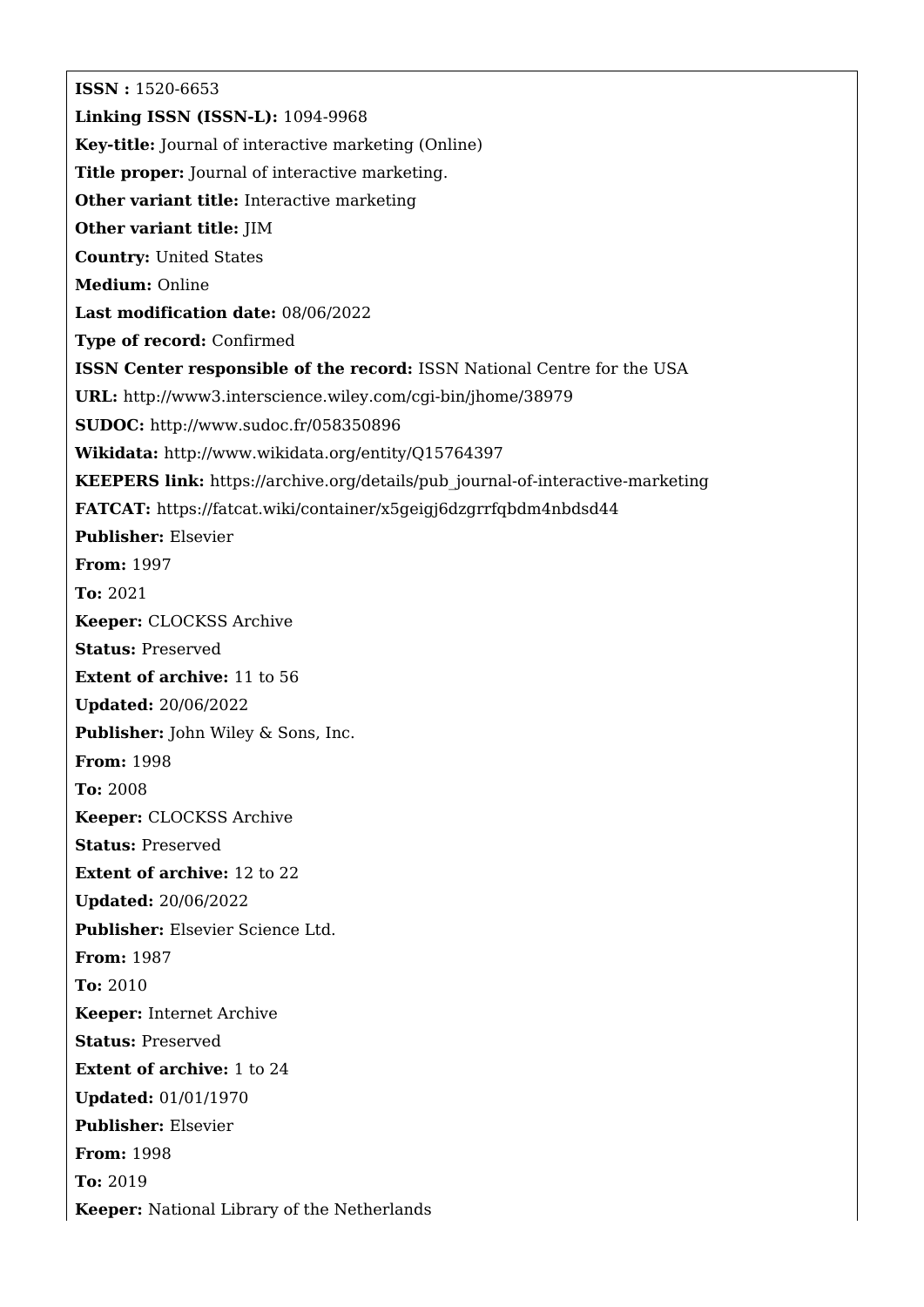**ISSN :** 1520-6653

**Linking ISSN (ISSN-L):** 1094-9968

**Key-title:** Journal of interactive marketing (Online)

**Title proper:** Journal of interactive marketing.

**Other variant title:** Interactive marketing

**Other variant title:** JIM

**Country:** United States

**Medium:** Online

**Last modification date:** 08/06/2022

**Type of record:** Confirmed

**ISSN Center responsible of the record:** ISSN National Centre for the USA

**URL:** http://www3.interscience.wiley.com/cgi-bin/jhome/38979

**SUDOC:** http://www.sudoc.fr/058350896

**Wikidata:** http://www.wikidata.org/entity/Q15764397

**KEEPERS link:** https://archive.org/details/pub_journal-of-interactive-marketing

**FATCAT:** https://fatcat.wiki/container/x5geigj6dzgrrfqbdm4nbdsd44

**Publisher:** Elsevier

**From:** 1997

**To:** 2021

**Keeper:** CLOCKSS Archive

**Status:** Preserved

**Extent of archive:** 11 to 56

**Updated:** 20/06/2022

**Publisher:** John Wiley & Sons, Inc.

**From:** 1998

**To:** 2008

**Keeper:** CLOCKSS Archive

**Status:** Preserved

**Extent of archive:** 12 to 22

**Updated:** 20/06/2022

**Publisher:** Elsevier Science Ltd.

**From:** 1987

**To:** 2010

**Keeper:** Internet Archive

**Status:** Preserved

**Extent of archive:** 1 to 24

**Updated:** 01/01/1970

**Publisher:** Elsevier

**From:** 1998

**To:** 2019

**Keeper:** National Library of the Netherlands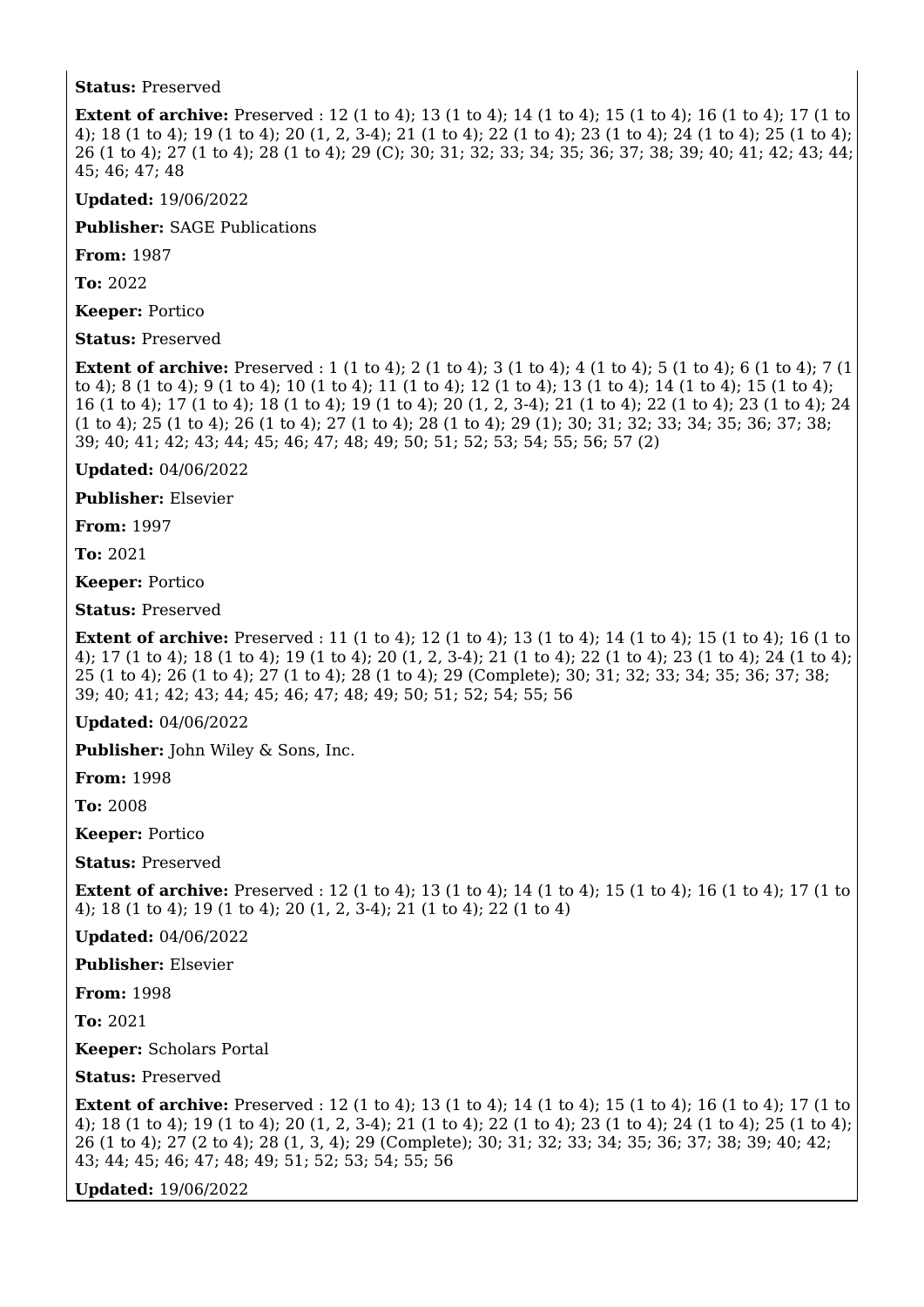**Status:** Preserved

**Extent of archive:** Preserved : 12 (1 to 4); 13 (1 to 4); 14 (1 to 4); 15 (1 to 4); 16 (1 to 4); 17 (1 to 4); 18 (1 to 4); 19 (1 to 4); 20 (1, 2, 3-4); 21 (1 to 4); 22 (1 to 4); 23 (1 to 4); 24 (1 to 4); 25 (1 to 4); 26 (1 to 4); 27 (1 to 4); 28 (1 to 4); 29 (C); 30; 31; 32; 33; 34; 35; 36; 37; 38; 39; 40; 41; 42; 43; 44; 45; 46; 47; 48

**Updated:** 19/06/2022

**Publisher:** SAGE Publications

**From:** 1987

**To:** 2022

**Keeper:** Portico

**Status:** Preserved

**Extent of archive:** Preserved : 1 (1 to 4); 2 (1 to 4); 3 (1 to 4); 4 (1 to 4); 5 (1 to 4); 6 (1 to 4); 7 (1 to 4); 8 (1 to 4); 9 (1 to 4); 10 (1 to 4); 11 (1 to 4); 12 (1 to 4); 13 (1 to 4); 14 (1 to 4); 15 (1 to 4); 16 (1 to 4); 17 (1 to 4); 18 (1 to 4); 19 (1 to 4); 20 (1, 2, 3-4); 21 (1 to 4); 22 (1 to 4); 23 (1 to 4); 24 (1 to 4); 25 (1 to 4); 26 (1 to 4); 27 (1 to 4); 28 (1 to 4); 29 (1); 30; 31; 32; 33; 34; 35; 36; 37; 38; 39; 40; 41; 42; 43; 44; 45; 46; 47; 48; 49; 50; 51; 52; 53; 54; 55; 56; 57 (2)

**Updated:** 04/06/2022

**Publisher:** Elsevier

**From:** 1997

**To:** 2021

**Keeper:** Portico

**Status:** Preserved

**Extent of archive:** Preserved : 11 (1 to 4); 12 (1 to 4); 13 (1 to 4); 14 (1 to 4); 15 (1 to 4); 16 (1 to 4); 17 (1 to 4); 18 (1 to 4); 19 (1 to 4); 20 (1, 2, 3-4); 21 (1 to 4); 22 (1 to 4); 23 (1 to 4); 24 (1 to 4); 25 (1 to 4); 26 (1 to 4); 27 (1 to 4); 28 (1 to 4); 29 (Complete); 30; 31; 32; 33; 34; 35; 36; 37; 38; 39; 40; 41; 42; 43; 44; 45; 46; 47; 48; 49; 50; 51; 52; 54; 55; 56

**Updated:** 04/06/2022

**Publisher:** John Wiley & Sons, Inc.

**From:** 1998

**To:** 2008

**Keeper:** Portico

**Status:** Preserved

**Extent of archive:** Preserved : 12 (1 to 4); 13 (1 to 4); 14 (1 to 4); 15 (1 to 4); 16 (1 to 4); 17 (1 to 4); 18 (1 to 4); 19 (1 to 4); 20 (1, 2, 3-4); 21 (1 to 4); 22 (1 to 4)

**Updated:** 04/06/2022

**Publisher:** Elsevier

**From:** 1998

**To:** 2021

**Keeper:** Scholars Portal

**Status:** Preserved

**Extent of archive:** Preserved : 12 (1 to 4); 13 (1 to 4); 14 (1 to 4); 15 (1 to 4); 16 (1 to 4); 17 (1 to 4); 18 (1 to 4); 19 (1 to 4); 20 (1, 2, 3-4); 21 (1 to 4); 22 (1 to 4); 23 (1 to 4); 24 (1 to 4); 25 (1 to 4); 26 (1 to 4); 27 (2 to 4); 28 (1, 3, 4); 29 (Complete); 30; 31; 32; 33; 34; 35; 36; 37; 38; 39; 40; 42; 43; 44; 45; 46; 47; 48; 49; 51; 52; 53; 54; 55; 56

**Updated:** 19/06/2022